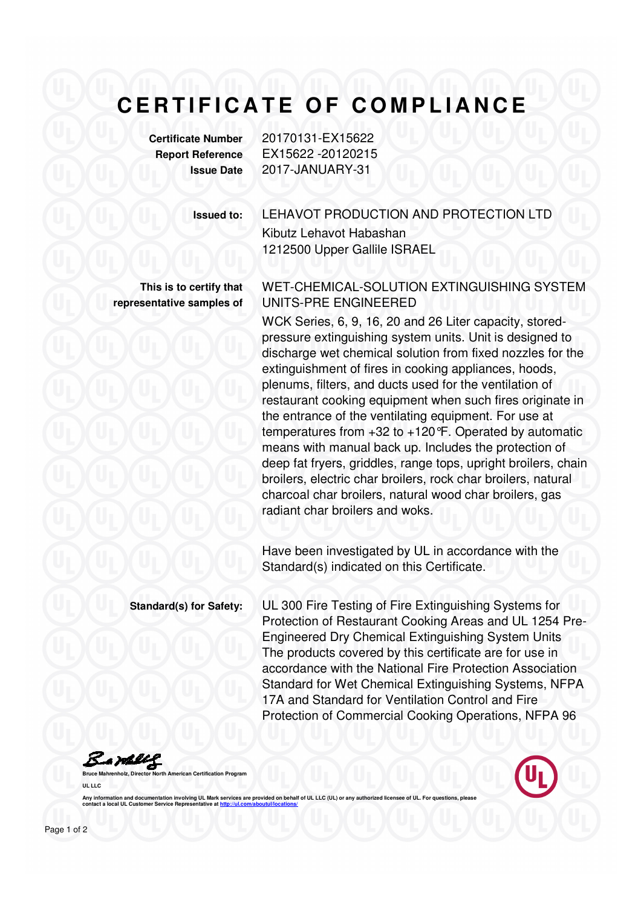# CERTIFICATE OF COMPLIANCE

**Certificate Number** 20170131-EX15622
**Report Reference** EX15622 -20120215
**Issue Date** 2017-JANUARY-31

**Issued to:** LEHAVOT PRODUCTION AND PROTECTION LTD
Kibutz Lehavot Habashan
1212500 Upper Gallile ISRAEL

**This is to certify that representative samples of**

WET-CHEMICAL-SOLUTION EXTINGUISHING SYSTEM UNITS-PRE ENGINEERED

WCK Series, 6, 9, 16, 20 and 26 Liter capacity, stored-pressure extinguishing system units. Unit is designed to discharge wet chemical solution from fixed nozzles for the extinguishment of fires in cooking appliances, hoods, plenums, filters, and ducts used for the ventilation of restaurant cooking equipment when such fires originate in the entrance of the ventilating equipment. For use at temperatures from +32 to +120°F. Operated by automatic means with manual back up. Includes the protection of deep fat fryers, griddles, range tops, upright broilers, chain broilers, electric char broilers, rock char broilers, natural charcoal char broilers, natural wood char broilers, gas radiant char broilers and woks.

Have been investigated by UL in accordance with the Standard(s) indicated on this Certificate.

**Standard(s) for Safety:** UL 300 Fire Testing of Fire Extinguishing Systems for Protection of Restaurant Cooking Areas and UL 1254 Pre-Engineered Dry Chemical Extinguishing System Units
The products covered by this certificate are for use in accordance with the National Fire Protection Association Standard for Wet Chemical Extinguishing Systems, NFPA 17A and Standard for Ventilation Control and Fire Protection of Commercial Cooking Operations, NFPA 96

Bruce Mahrenholz, Director North American Certification Program

UL LLC

Any information and documentation involving UL Mark services are provided on behalf of UL LLC (UL) or any authorized licensee of UL. For questions, please contact a local UL Customer Service Representative at http://ul.com/aboutul/locations/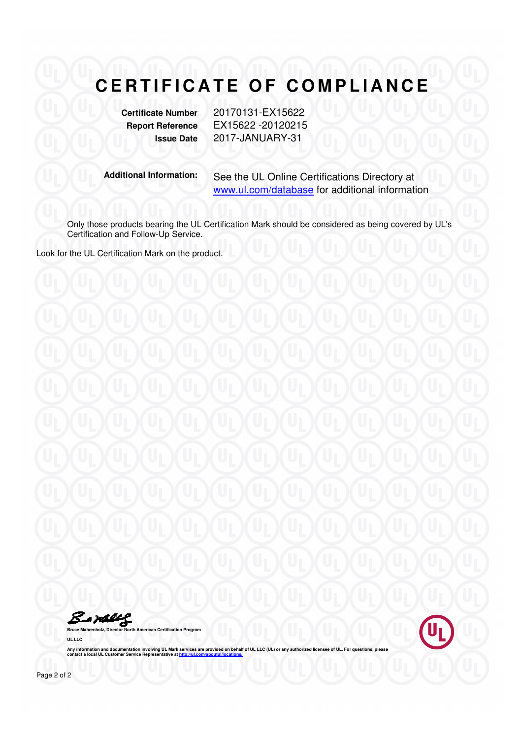# CERTIFICATE OF COMPLIANCE

| | |
|---|---|
| **Certificate Number** | 20170131-EX15622 |
| **Report Reference** | EX15622 -20120215 |
| **Issue Date** | 2017-JANUARY-31 |

**Additional Information:** See the UL Online Certifications Directory at www.ul.com/database for additional information

Only those products bearing the UL Certification Mark should be considered as being covered by UL's Certification and Follow-Up Service.

Look for the UL Certification Mark on the product.

Bruce Mahrenholz, Director North American Certification Program

UL LLC

Any information and documentation involving UL Mark services are provided on behalf of UL LLC (UL) or any authorized licensee of UL. For questions, please contact a local UL Customer Service Representative at http://ul.com/aboutul/locations/